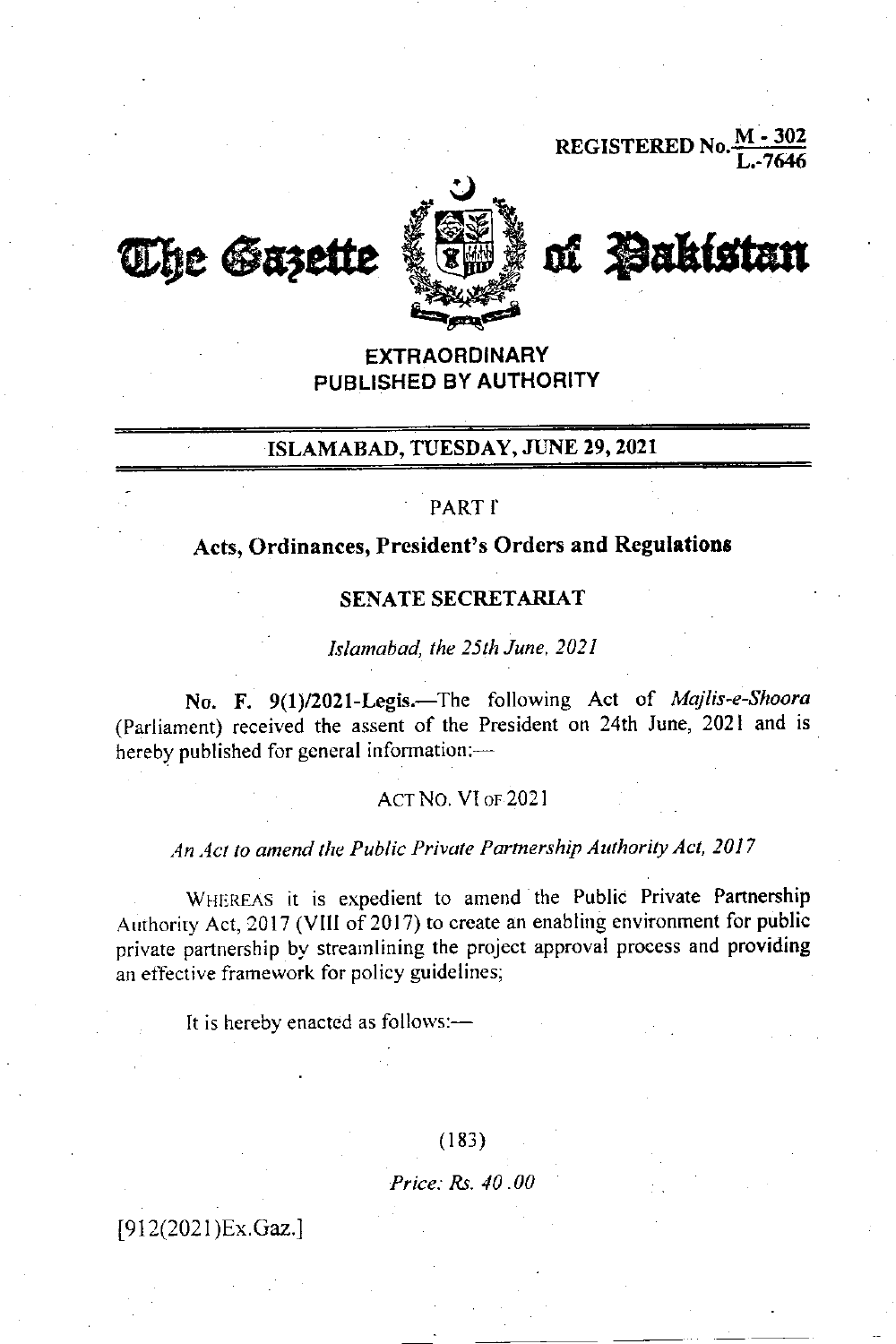REGISTERED No. M - 302 / L.-7646

# The Gazette of Pakistan

**EXTRAORDINARY**
**PUBLISHED BY AUTHORITY**

**ISLAMABAD, TUESDAY, JUNE 29, 2021**

PART I

## Acts, Ordinances, President's Orders and Regulations

### SENATE SECRETARIAT

*Islamabad, the 25th June, 2021*

**No. F. 9(1)/2021-Legis.**—The following Act of *Majlis-e-Shoora* (Parliament) received the assent of the President on 24th June, 2021 and is hereby published for general information:—

ACT NO. VI OF 2021

*An Act to amend the Public Private Partnership Authority Act, 2017*

WHEREAS it is expedient to amend the Public Private Partnership Authority Act, 2017 (VIII of 2017) to create an enabling environment for public private partnership by streamlining the project approval process and providing an effective framework for policy guidelines;

It is hereby enacted as follows:—

(183)

*Price: Rs. 40 .00*

[912(2021)Ex.Gaz.]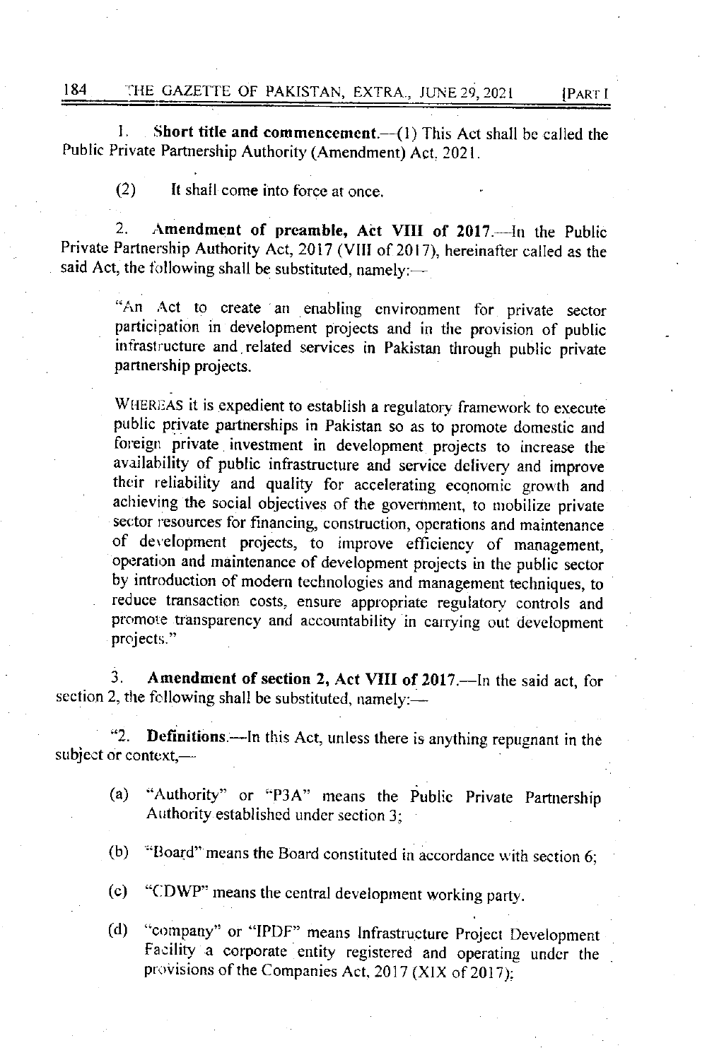1. **Short title and commencement.**—(1) This Act shall be called the Public Private Partnership Authority (Amendment) Act, 2021.

(2) It shall come into force at once.

2. **Amendment of preamble, Act VIII of 2017.**—In the Public Private Partnership Authority Act, 2017 (VIII of 2017), hereinafter called as the said Act, the following shall be substituted, namely:—

> "An Act to create an enabling environment for private sector participation in development projects and in the provision of public infrastructure and related services in Pakistan through public private partnership projects.
>
> WHEREAS it is expedient to establish a regulatory framework to execute public private partnerships in Pakistan so as to promote domestic and foreign private investment in development projects to increase the availability of public infrastructure and service delivery and improve their reliability and quality for accelerating economic growth and achieving the social objectives of the government, to mobilize private sector resources for financing, construction, operations and maintenance of development projects, to improve efficiency of management, operation and maintenance of development projects in the public sector by introduction of modern technologies and management techniques, to reduce transaction costs, ensure appropriate regulatory controls and promote transparency and accountability in carrying out development projects."

3. **Amendment of section 2, Act VIII of 2017.**—In the said act, for section 2, the following shall be substituted, namely:—

"2. **Definitions.**—In this Act, unless there is anything repugnant in the subject or context,—

(a) "Authority" or "P3A" means the Public Private Partnership Authority established under section 3;

(b) "Board" means the Board constituted in accordance with section 6;

(c) "CDWP" means the central development working party.

(d) "company" or "IPDF" means Infrastructure Project Development Facility a corporate entity registered and operating under the provisions of the Companies Act, 2017 (XIX of 2017);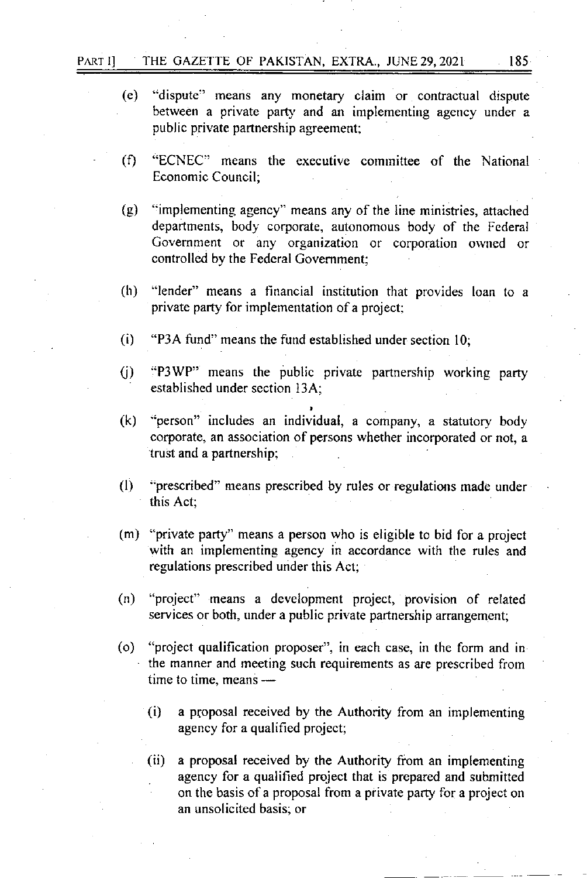(e) "dispute" means any monetary claim or contractual dispute between a private party and an implementing agency under a public private partnership agreement;

(f) "ECNEC" means the executive committee of the National Economic Council;

(g) "implementing agency" means any of the line ministries, attached departments, body corporate, autonomous body of the Federal Government or any organization or corporation owned or controlled by the Federal Government;

(h) "lender" means a financial institution that provides loan to a private party for implementation of a project;

(i) "P3A fund" means the fund established under section 10;

(j) "P3WP" means the public private partnership working party established under section 13A;

(k) "person" includes an individual, a company, a statutory body corporate, an association of persons whether incorporated or not, a trust and a partnership;

(l) "prescribed" means prescribed by rules or regulations made under this Act;

(m) "private party" means a person who is eligible to bid for a project with an implementing agency in accordance with the rules and regulations prescribed under this Act;

(n) "project" means a development project, provision of related services or both, under a public private partnership arrangement;

(o) "project qualification proposer", in each case, in the form and in the manner and meeting such requirements as are prescribed from time to time, means —

   (i) a proposal received by the Authority from an implementing agency for a qualified project;

   (ii) a proposal received by the Authority from an implementing agency for a qualified project that is prepared and submitted on the basis of a proposal from a private party for a project on an unsolicited basis; or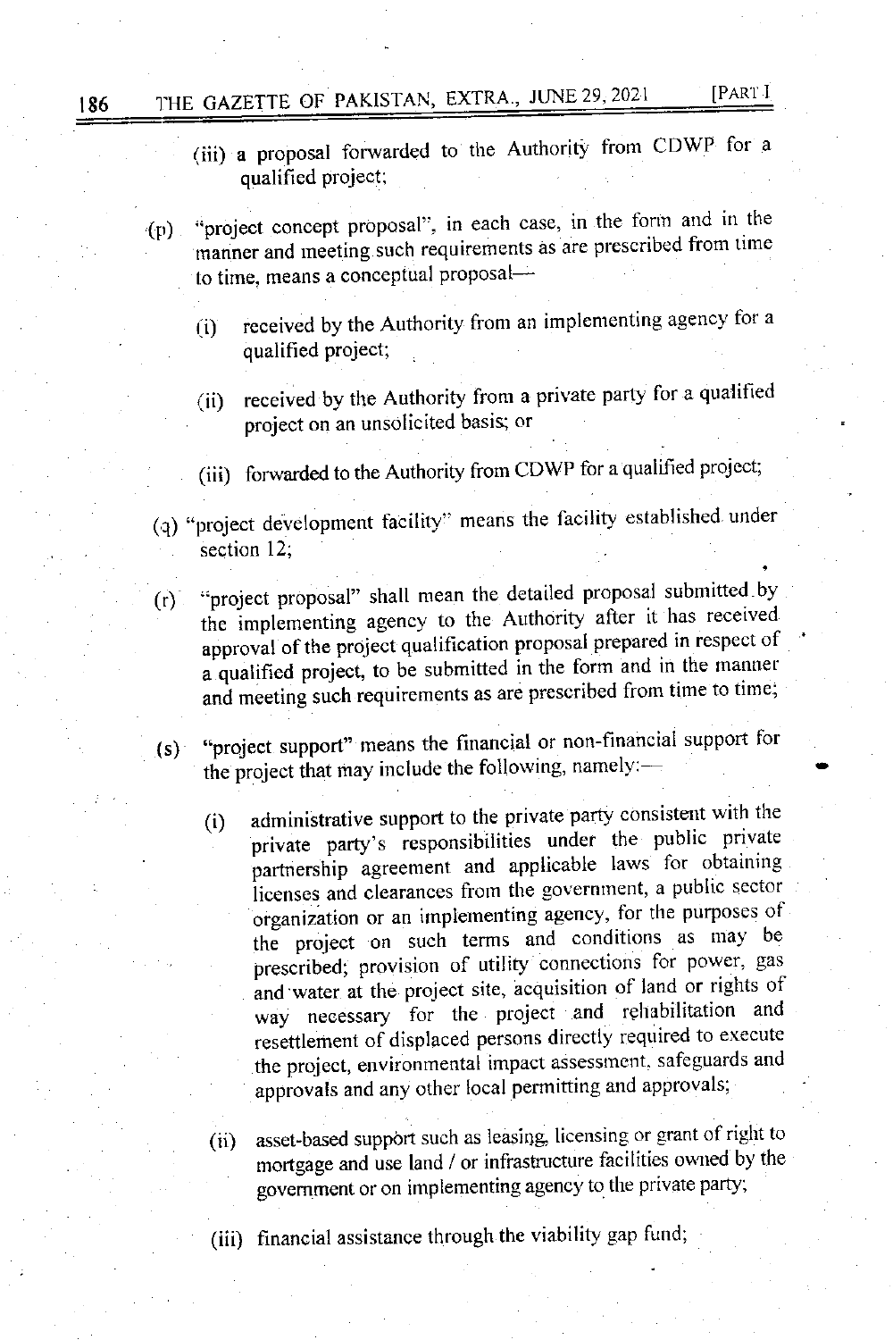(iii) a proposal forwarded to the Authority from CDWP for a qualified project;

(p) "project concept proposal", in each case, in the form and in the manner and meeting such requirements as are prescribed from time to time, means a conceptual proposal—

(i) received by the Authority from an implementing agency for a qualified project;

(ii) received by the Authority from a private party for a qualified project on an unsolicited basis; or

(iii) forwarded to the Authority from CDWP for a qualified project;

(q) "project development facility" means the facility established under section 12;

(r) "project proposal" shall mean the detailed proposal submitted by the implementing agency to the Authority after it has received approval of the project qualification proposal prepared in respect of a qualified project, to be submitted in the form and in the manner and meeting such requirements as are prescribed from time to time;

(s) "project support" means the financial or non-financial support for the project that may include the following, namely:—

(i) administrative support to the private party consistent with the private party's responsibilities under the public private partnership agreement and applicable laws for obtaining licenses and clearances from the government, a public sector organization or an implementing agency, for the purposes of the project on such terms and conditions as may be prescribed; provision of utility connections for power, gas and water at the project site, acquisition of land or rights of way necessary for the project and rehabilitation and resettlement of displaced persons directly required to execute the project, environmental impact assessment, safeguards and approvals and any other local permitting and approvals;

(ii) asset-based support such as leasing, licensing or grant of right to mortgage and use land / or infrastructure facilities owned by the government or on implementing agency to the private party;

(iii) financial assistance through the viability gap fund;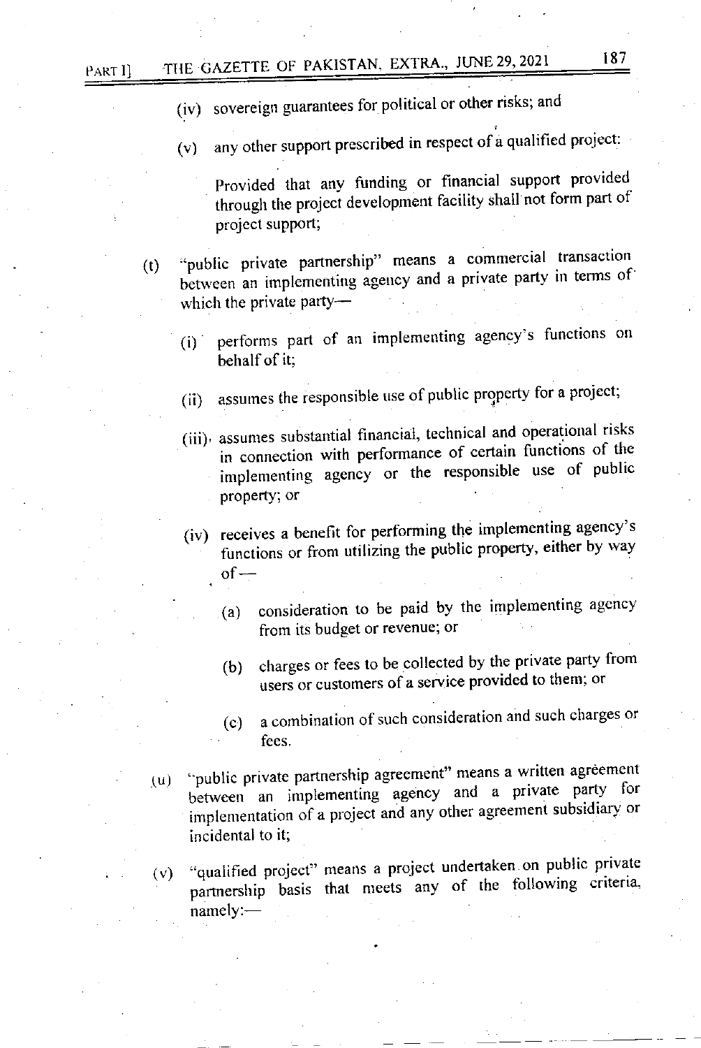(iv) sovereign guarantees for political or other risks; and

(v) any other support prescribed in respect of a qualified project:

Provided that any funding or financial support provided through the project development facility shall not form part of project support;

(t) "public private partnership" means a commercial transaction between an implementing agency and a private party in terms of which the private party—

(i) performs part of an implementing agency's functions on behalf of it;

(ii) assumes the responsible use of public property for a project;

(iii) assumes substantial financial, technical and operational risks in connection with performance of certain functions of the implementing agency or the responsible use of public property; or

(iv) receives a benefit for performing the implementing agency's functions or from utilizing the public property, either by way of—

(a) consideration to be paid by the implementing agency from its budget or revenue; or

(b) charges or fees to be collected by the private party from users or customers of a service provided to them; or

(c) a combination of such consideration and such charges or fees.

(u) "public private partnership agreement" means a written agreement between an implementing agency and a private party for implementation of a project and any other agreement subsidiary or incidental to it;

(v) "qualified project" means a project undertaken on public private partnership basis that meets any of the following criteria, namely:—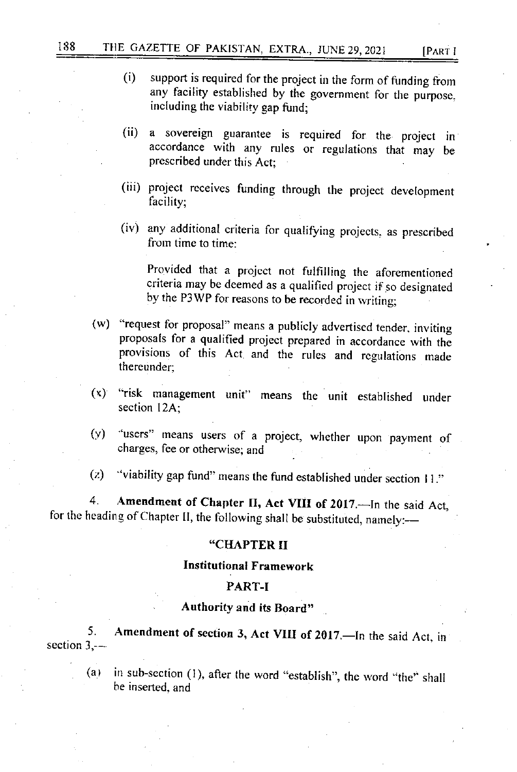(i) support is required for the project in the form of funding from any facility established by the government for the purpose, including the viability gap fund;

(ii) a sovereign guarantee is required for the project in accordance with any rules or regulations that may be prescribed under this Act;

(iii) project receives funding through the project development facility;

(iv) any additional criteria for qualifying projects, as prescribed from time to time:

Provided that a project not fulfilling the aforementioned criteria may be deemed as a qualified project if so designated by the P3WP for reasons to be recorded in writing;

(w) "request for proposal" means a publicly advertised tender, inviting proposals for a qualified project prepared in accordance with the provisions of this Act and the rules and regulations made thereunder;

(x) "risk management unit" means the unit established under section 12A;

(y) "users" means users of a project, whether upon payment of charges, fee or otherwise; and

(z) "viability gap fund" means the fund established under section 11."

4. **Amendment of Chapter II, Act VIII of 2017.**—In the said Act, for the heading of Chapter II, the following shall be substituted, namely:—

**"CHAPTER II**

**Institutional Framework**

**PART-I**

**Authority and its Board"**

5. **Amendment of section 3, Act VIII of 2017.**—In the said Act, in section 3,—

(a) in sub-section (1), after the word "establish", the word "the" shall be inserted, and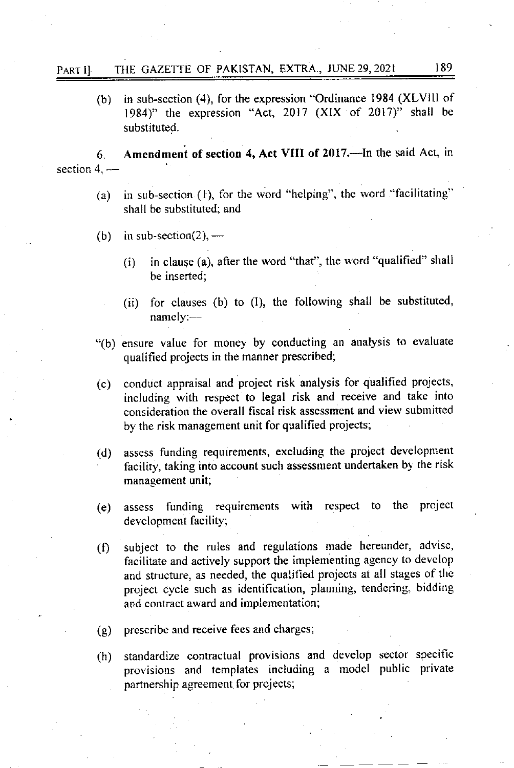(b) in sub-section (4), for the expression "Ordinance 1984 (XLVIII of 1984)" the expression "Act, 2017 (XIX of 2017)" shall be substituted.

6. **Amendment of section 4, Act VIII of 2017.**—In the said Act, in section 4, —

(a) in sub-section (1), for the word "helping", the word "facilitating" shall be substituted; and

(b) in sub-section(2), —

(i) in clause (a), after the word "that", the word "qualified" shall be inserted;

(ii) for clauses (b) to (l), the following shall be substituted, namely:—

"(b) ensure value for money by conducting an analysis to evaluate qualified projects in the manner prescribed;

(c) conduct appraisal and project risk analysis for qualified projects, including with respect to legal risk and receive and take into consideration the overall fiscal risk assessment and view submitted by the risk management unit for qualified projects;

(d) assess funding requirements, excluding the project development facility, taking into account such assessment undertaken by the risk management unit;

(e) assess funding requirements with respect to the project development facility;

(f) subject to the rules and regulations made hereunder, advise, facilitate and actively support the implementing agency to develop and structure, as needed, the qualified projects at all stages of the project cycle such as identification, planning, tendering, bidding and contract award and implementation;

(g) prescribe and receive fees and charges;

(h) standardize contractual provisions and develop sector specific provisions and templates including a model public private partnership agreement for projects;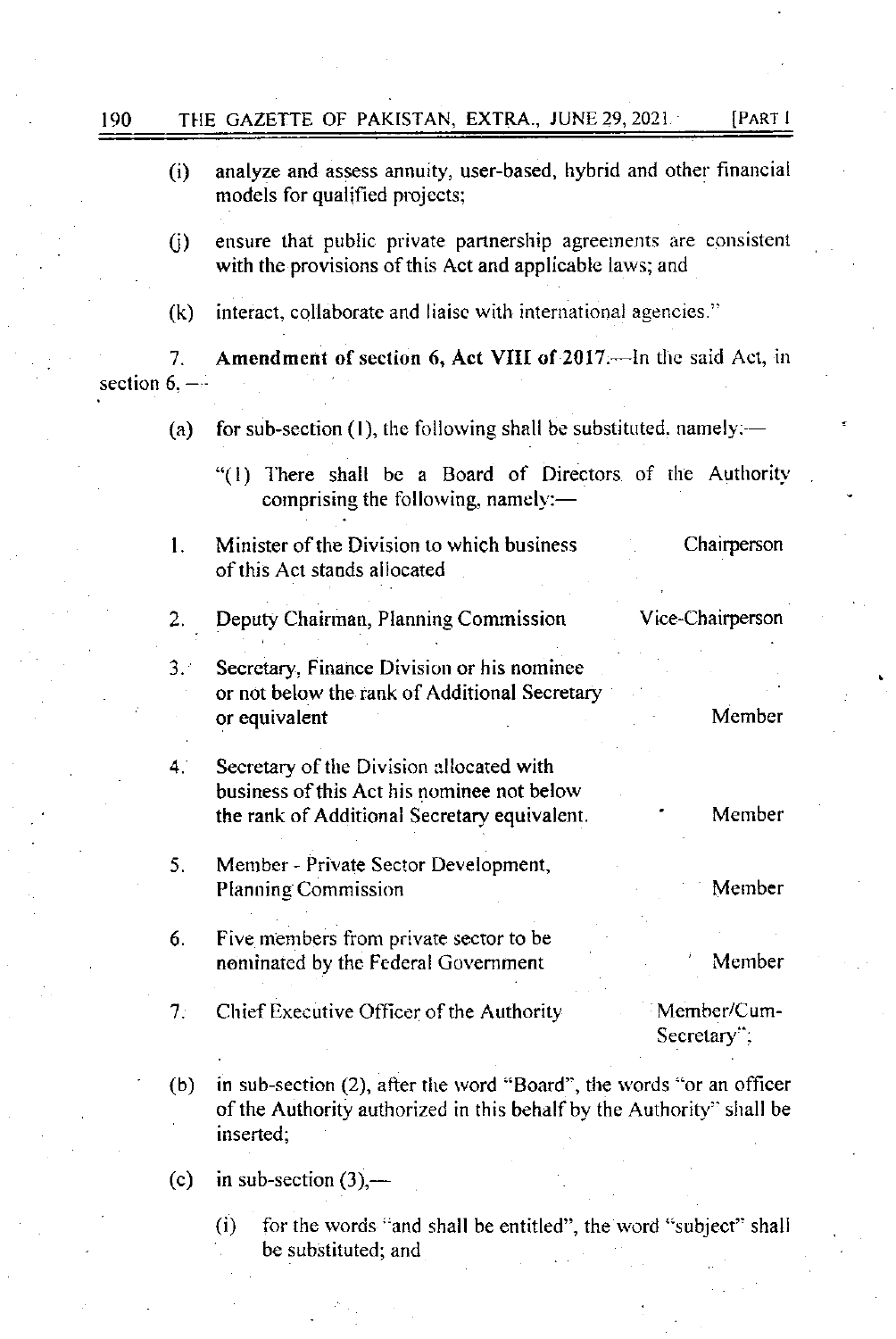(i) analyze and assess annuity, user-based, hybrid and other financial models for qualified projects;

(j) ensure that public private partnership agreements are consistent with the provisions of this Act and applicable laws; and

(k) interact, collaborate and liaise with international agencies."

7. **Amendment of section 6, Act VIII of 2017.**—In the said Act, in section 6, —

(a) for sub-section (1), the following shall be substituted, namely:—

"(1) There shall be a Board of Directors of the Authority comprising the following, namely:—

| | | |
|---|---|---|
| 1. | Minister of the Division to which business of this Act stands allocated | Chairperson |
| 2. | Deputy Chairman, Planning Commission | Vice-Chairperson |
| 3. | Secretary, Finance Division or his nominee or not below the rank of Additional Secretary or equivalent | Member |
| 4. | Secretary of the Division allocated with business of this Act his nominee not below the rank of Additional Secretary equivalent. | Member |
| 5. | Member - Private Sector Development, Planning Commission | Member |
| 6. | Five members from private sector to be nominated by the Federal Government | Member |
| 7. | Chief Executive Officer of the Authority | Member/Cum-Secretary"; |

(b) in sub-section (2), after the word "Board", the words "or an officer of the Authority authorized in this behalf by the Authority" shall be inserted;

(c) in sub-section (3),—

(i) for the words "and shall be entitled", the word "subject" shall be substituted; and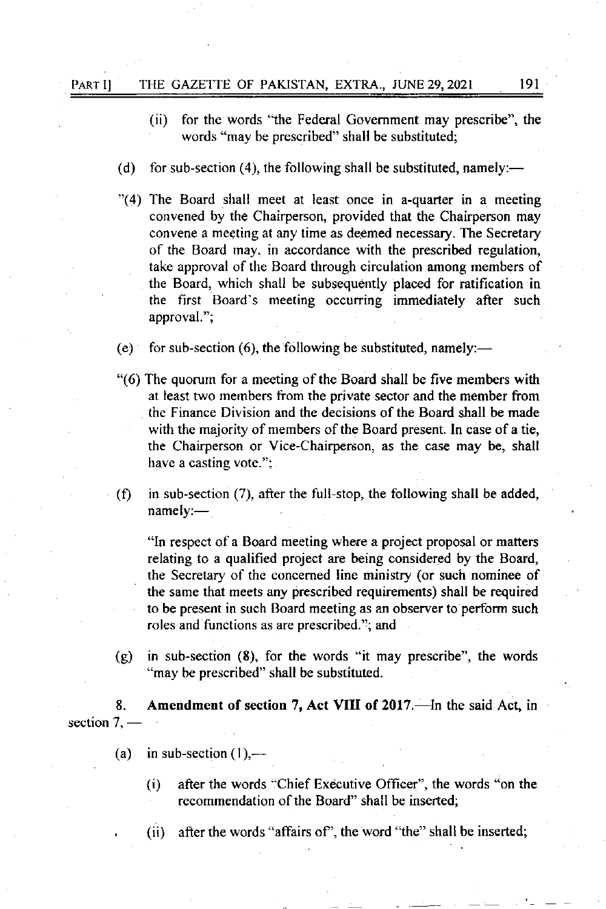(ii) for the words "the Federal Government may prescribe", the words "may be prescribed" shall be substituted;

(d) for sub-section (4), the following shall be substituted, namely:—

"(4) The Board shall meet at least once in a-quarter in a meeting convened by the Chairperson, provided that the Chairperson may convene a meeting at any time as deemed necessary. The Secretary of the Board may, in accordance with the prescribed regulation, take approval of the Board through circulation among members of the Board, which shall be subsequently placed for ratification in the first Board's meeting occurring immediately after such approval.";

(e) for sub-section (6), the following be substituted, namely:—

"(6) The quorum for a meeting of the Board shall be five members with at least two members from the private sector and the member from the Finance Division and the decisions of the Board shall be made with the majority of members of the Board present. In case of a tie, the Chairperson or Vice-Chairperson, as the case may be, shall have a casting vote.";

(f) in sub-section (7), after the full-stop, the following shall be added, namely:—

"In respect of a Board meeting where a project proposal or matters relating to a qualified project are being considered by the Board, the Secretary of the concerned line ministry (or such nominee of the same that meets any prescribed requirements) shall be required to be present in such Board meeting as an observer to perform such roles and functions as are prescribed."; and

(g) in sub-section (8), for the words "it may prescribe", the words "may be prescribed" shall be substituted.

8. **Amendment of section 7, Act VIII of 2017.**—In the said Act, in section 7, —

(a) in sub-section (1),—

(i) after the words "Chief Executive Officer", the words "on the recommendation of the Board" shall be inserted;

(ii) after the words "affairs of", the word "the" shall be inserted;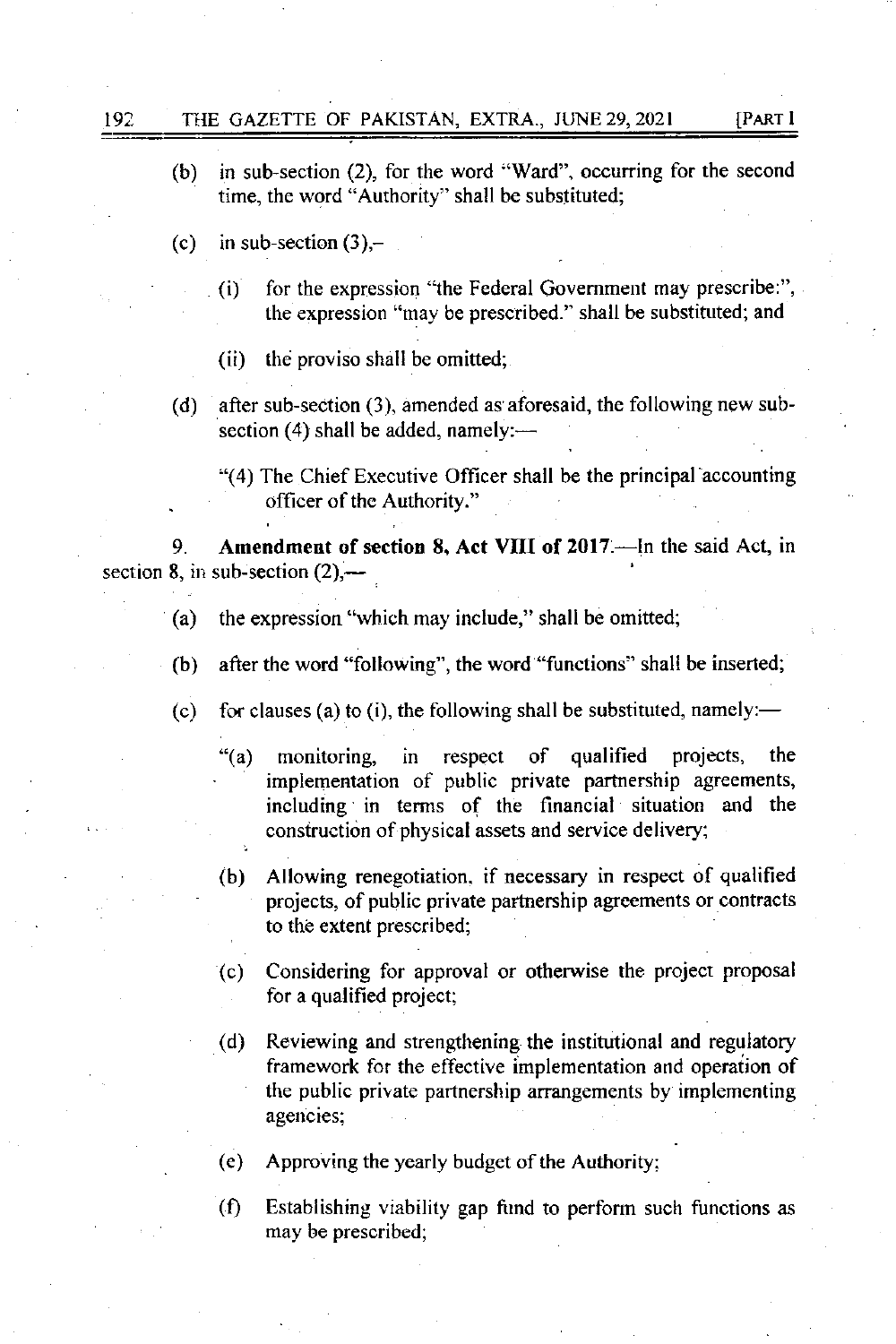(b) in sub-section (2), for the word "Ward", occurring for the second time, the word "Authority" shall be substituted;

(c) in sub-section (3),–

(i) for the expression "the Federal Government may prescribe:", the expression "may be prescribed." shall be substituted; and

(ii) the proviso shall be omitted;

(d) after sub-section (3), amended as aforesaid, the following new sub-section (4) shall be added, namely:—

"(4) The Chief Executive Officer shall be the principal accounting officer of the Authority."

9. **Amendment of section 8, Act VIII of 2017.**—In the said Act, in section 8, in sub-section (2),—

(a) the expression "which may include," shall be omitted;

(b) after the word "following", the word "functions" shall be inserted;

(c) for clauses (a) to (i), the following shall be substituted, namely:—

"(a) monitoring, in respect of qualified projects, the implementation of public private partnership agreements, including in terms of the financial situation and the construction of physical assets and service delivery;

(b) Allowing renegotiation, if necessary in respect of qualified projects, of public private partnership agreements or contracts to the extent prescribed;

(c) Considering for approval or otherwise the project proposal for a qualified project;

(d) Reviewing and strengthening the institutional and regulatory framework for the effective implementation and operation of the public private partnership arrangements by implementing agencies;

(e) Approving the yearly budget of the Authority;

(f) Establishing viability gap fund to perform such functions as may be prescribed;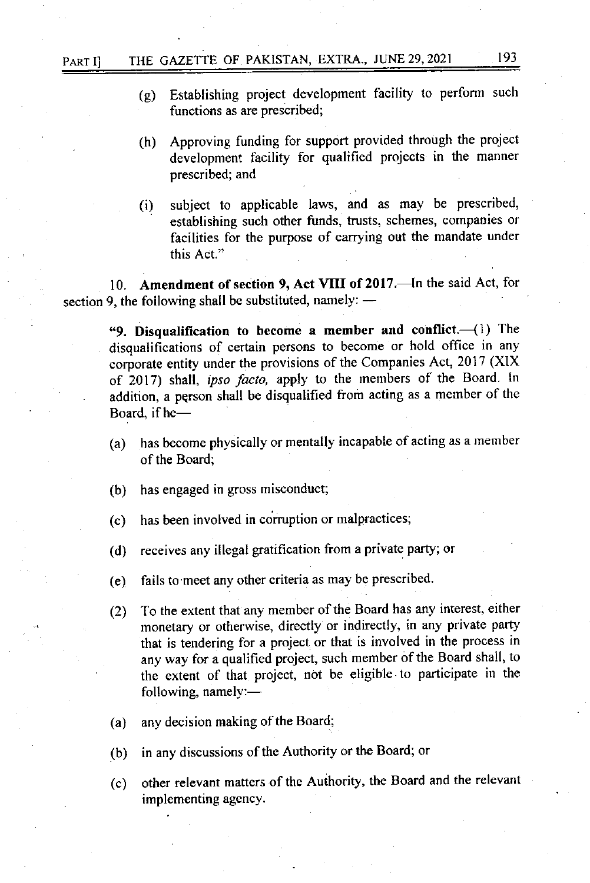(g) Establishing project development facility to perform such functions as are prescribed;

(h) Approving funding for support provided through the project development facility for qualified projects in the manner prescribed; and

(i) subject to applicable laws, and as may be prescribed, establishing such other funds, trusts, schemes, companies or facilities for the purpose of carrying out the mandate under this Act."

10. **Amendment of section 9, Act VIII of 2017.**—In the said Act, for section 9, the following shall be substituted, namely: —

"9. **Disqualification to become a member and conflict.**—(1) The disqualifications of certain persons to become or hold office in any corporate entity under the provisions of the Companies Act, 2017 (XIX of 2017) shall, *ipso facto,* apply to the members of the Board. In addition, a person shall be disqualified from acting as a member of the Board, if he—

(a) has become physically or mentally incapable of acting as a member of the Board;

(b) has engaged in gross misconduct;

(c) has been involved in corruption or malpractices;

(d) receives any illegal gratification from a private party; or

(e) fails to meet any other criteria as may be prescribed.

(2) To the extent that any member of the Board has any interest, either monetary or otherwise, directly or indirectly, in any private party that is tendering for a project or that is involved in the process in any way for a qualified project, such member of the Board shall, to the extent of that project, not be eligible to participate in the following, namely:—

(a) any decision making of the Board;

(b) in any discussions of the Authority or the Board; or

(c) other relevant matters of the Authority, the Board and the relevant implementing agency.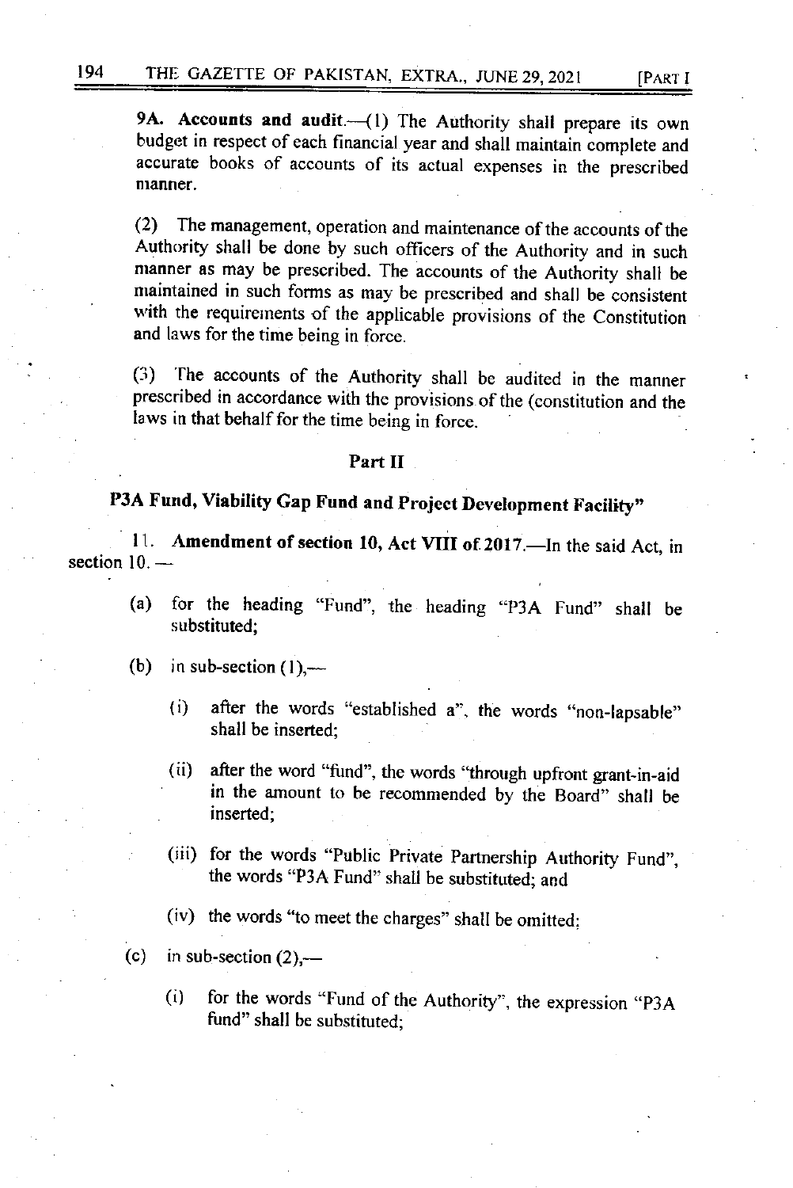**9A. Accounts and audit.**—(1) The Authority shall prepare its own budget in respect of each financial year and shall maintain complete and accurate books of accounts of its actual expenses in the prescribed manner.

(2) The management, operation and maintenance of the accounts of the Authority shall be done by such officers of the Authority and in such manner as may be prescribed. The accounts of the Authority shall be maintained in such forms as may be prescribed and shall be consistent with the requirements of the applicable provisions of the Constitution and laws for the time being in force.

(3) The accounts of the Authority shall be audited in the manner prescribed in accordance with the provisions of the (constitution and the laws in that behalf for the time being in force.

### Part II

### P3A Fund, Viability Gap Fund and Project Development Facility"

11. **Amendment of section 10, Act VIII of 2017.**—In the said Act, in section 10. —

(a) for the heading "Fund", the heading "P3A Fund" shall be substituted;

(b) in sub-section (1),—

(i) after the words "established a", the words "non-lapsable" shall be inserted;

(ii) after the word "fund", the words "through upfront grant-in-aid in the amount to be recommended by the Board" shall be inserted;

(iii) for the words "Public Private Partnership Authority Fund", the words "P3A Fund" shall be substituted; and

(iv) the words "to meet the charges" shall be omitted;

(c) in sub-section (2),—

(i) for the words "Fund of the Authority", the expression "P3A fund" shall be substituted;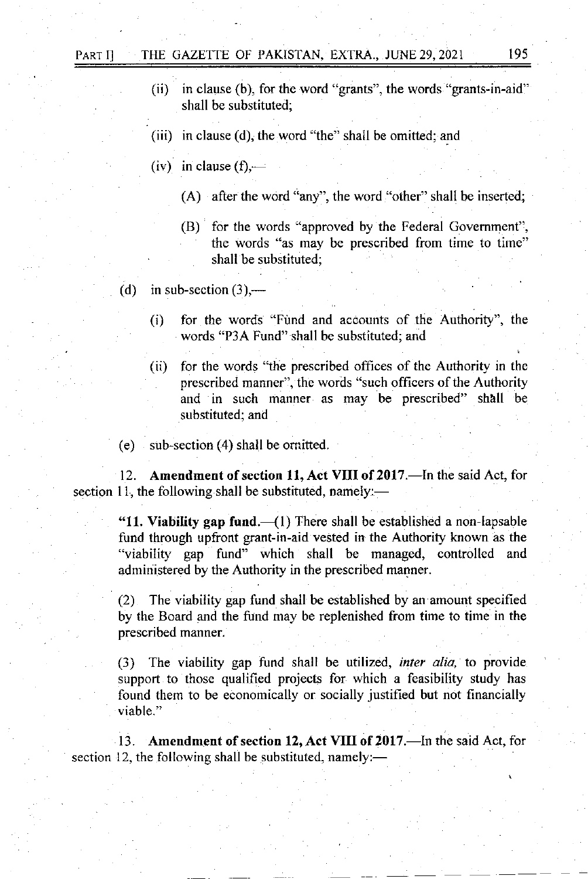(ii) in clause (b), for the word "grants", the words "grants-in-aid" shall be substituted;

(iii) in clause (d), the word "the" shall be omitted; and

(iv) in clause (f),—

(A) after the word "any", the word "other" shall be inserted;

(B) for the words "approved by the Federal Government", the words "as may be prescribed from time to time" shall be substituted;

(d) in sub-section (3),—

(i) for the words "Fund and accounts of the Authority", the words "P3A Fund" shall be substituted; and

(ii) for the words "the prescribed offices of the Authority in the prescribed manner", the words "such officers of the Authority and in such manner as may be prescribed" shall be substituted; and

(e) sub-section (4) shall be omitted.

12. **Amendment of section 11, Act VIII of 2017.**—In the said Act, for section 11, the following shall be substituted, namely:—

"**11. Viability gap fund.**—(1) There shall be established a non-lapsable fund through upfront grant-in-aid vested in the Authority known as the "viability gap fund" which shall be managed, controlled and administered by the Authority in the prescribed manner.

(2) The viability gap fund shall be established by an amount specified by the Board and the fund may be replenished from time to time in the prescribed manner.

(3) The viability gap fund shall be utilized, *inter alia,* to provide support to those qualified projects for which a feasibility study has found them to be economically or socially justified but not financially viable."

13. **Amendment of section 12, Act VIII of 2017.**—In the said Act, for section 12, the following shall be substituted, namely:—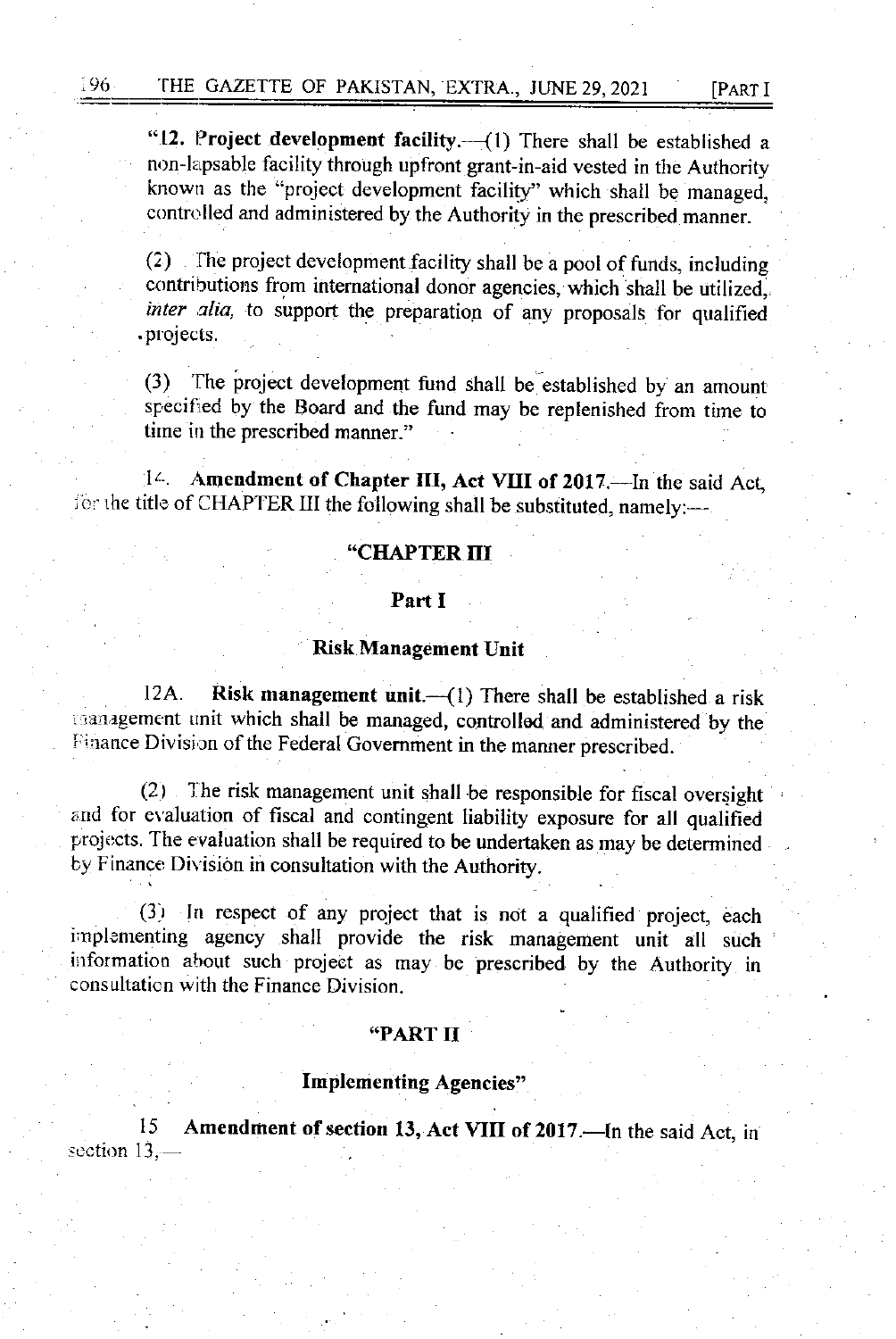"**12. Project development facility.**—(1) There shall be established a non-lapsable facility through upfront grant-in-aid vested in the Authority known as the "project development facility" which shall be managed, controlled and administered by the Authority in the prescribed manner.

(2) The project development facility shall be a pool of funds, including contributions from international donor agencies, which shall be utilized, *inter alia,* to support the preparation of any proposals for qualified projects.

(3) The project development fund shall be established by an amount specified by the Board and the fund may be replenished from time to time in the prescribed manner."

14. **Amendment of Chapter III, Act VIII of 2017.**—In the said Act, for the title of CHAPTER III the following shall be substituted, namely:—

**"CHAPTER III**

**Part I**

**Risk Management Unit**

12A. **Risk management unit.**—(1) There shall be established a risk management unit which shall be managed, controlled and administered by the Finance Division of the Federal Government in the manner prescribed.

(2) The risk management unit shall be responsible for fiscal oversight and for evaluation of fiscal and contingent liability exposure for all qualified projects. The evaluation shall be required to be undertaken as may be determined by Finance Division in consultation with the Authority.

(3) In respect of any project that is not a qualified project, each implementing agency shall provide the risk management unit all such information about such project as may be prescribed by the Authority in consultation with the Finance Division.

**"PART II**

**Implementing Agencies"**

15 **Amendment of section 13, Act VIII of 2017.**—In the said Act, in section 13,—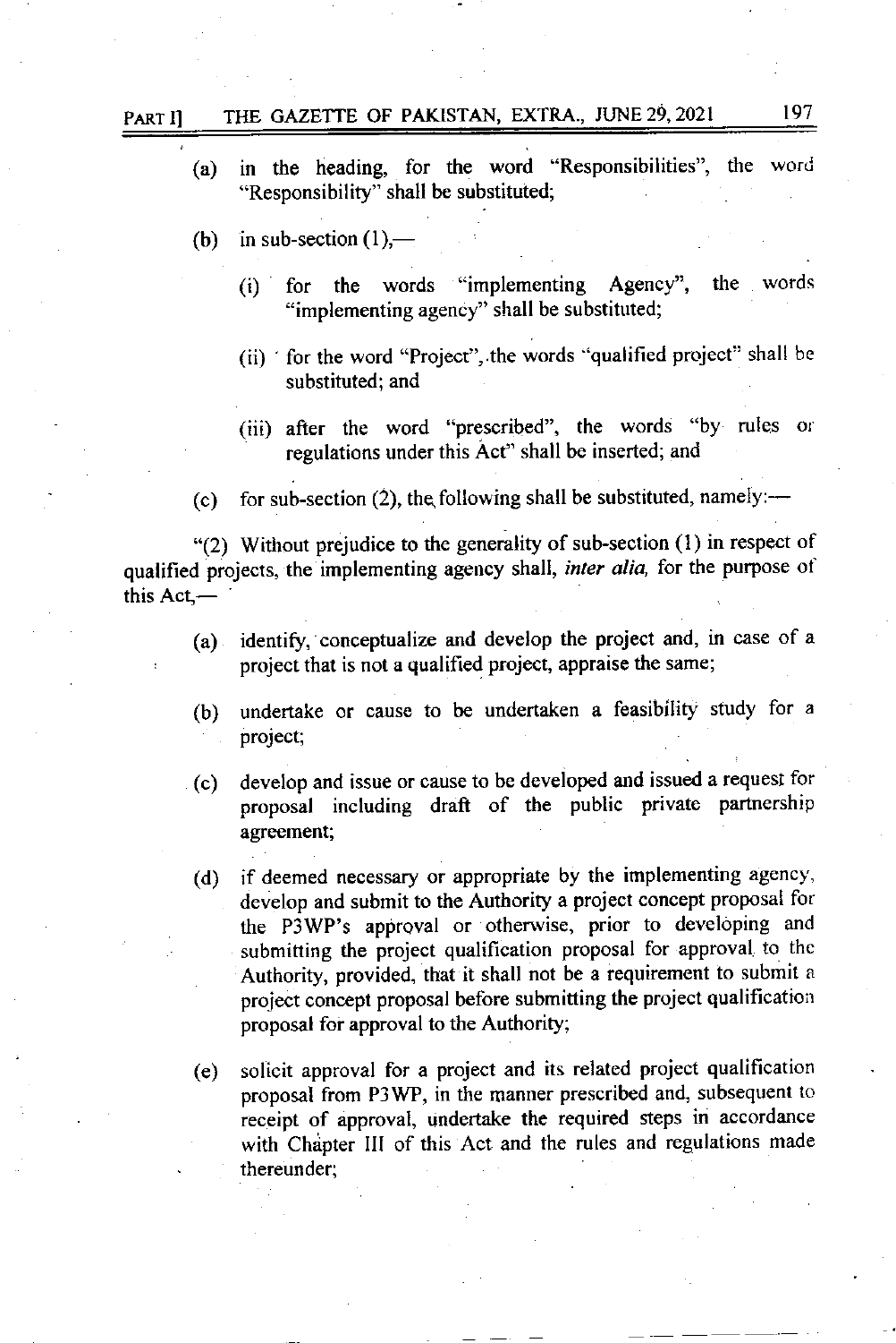(a) in the heading, for the word "Responsibilities", the word "Responsibility" shall be substituted;

(b) in sub-section (1),—

(i) for the words "implementing Agency", the words "implementing agency" shall be substituted;

(ii) for the word "Project", the words "qualified project" shall be substituted; and

(iii) after the word "prescribed", the words "by rules or regulations under this Act" shall be inserted; and

(c) for sub-section (2), the following shall be substituted, namely:—

"(2) Without prejudice to the generality of sub-section (1) in respect of qualified projects, the implementing agency shall, *inter alia,* for the purpose of this Act,—

(a) identify, conceptualize and develop the project and, in case of a project that is not a qualified project, appraise the same;

(b) undertake or cause to be undertaken a feasibility study for a project;

(c) develop and issue or cause to be developed and issued a request for proposal including draft of the public private partnership agreement;

(d) if deemed necessary or appropriate by the implementing agency, develop and submit to the Authority a project concept proposal for the P3WP's approval or otherwise, prior to developing and submitting the project qualification proposal for approval to the Authority, provided, that it shall not be a requirement to submit a project concept proposal before submitting the project qualification proposal for approval to the Authority;

(e) solicit approval for a project and its related project qualification proposal from P3WP, in the manner prescribed and, subsequent to receipt of approval, undertake the required steps in accordance with Chapter III of this Act and the rules and regulations made thereunder;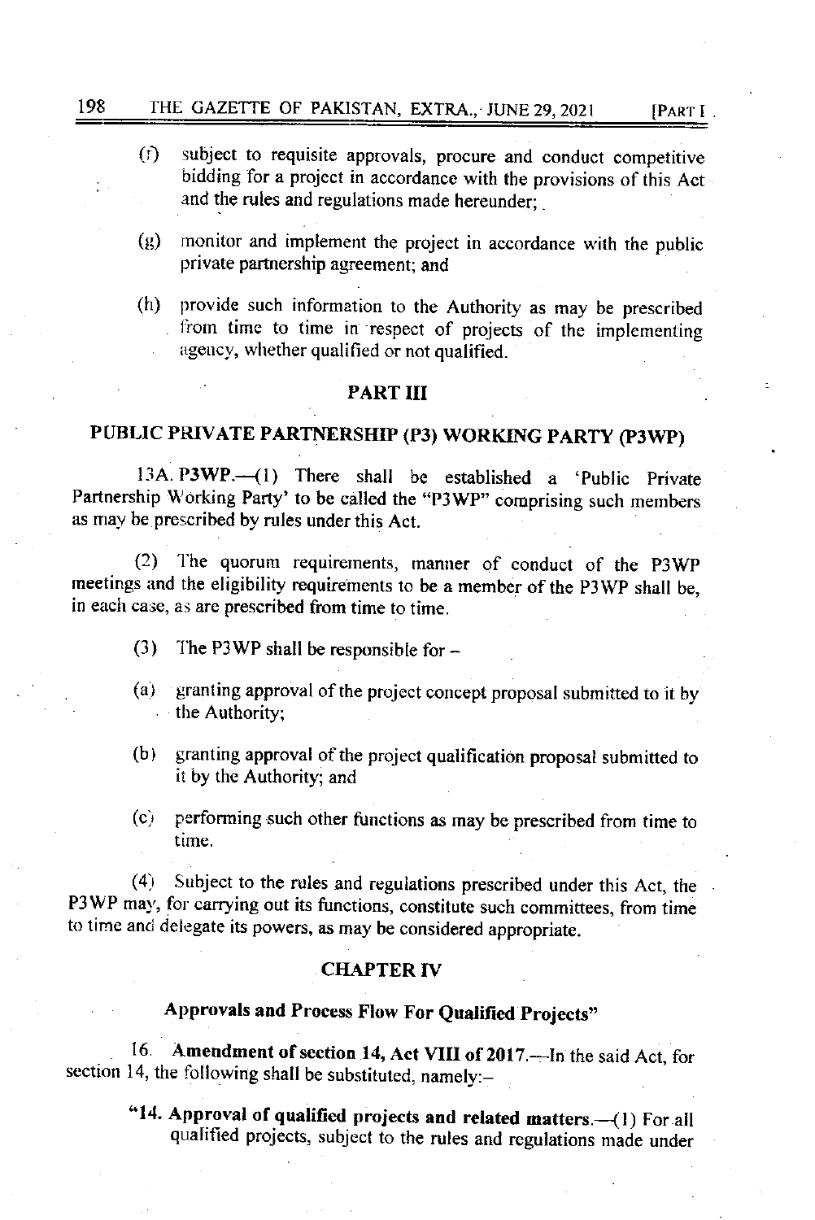(f) subject to requisite approvals, procure and conduct competitive bidding for a project in accordance with the provisions of this Act and the rules and regulations made hereunder;

(g) monitor and implement the project in accordance with the public private partnership agreement; and

(h) provide such information to the Authority as may be prescribed from time to time in respect of projects of the implementing agency, whether qualified or not qualified.

## PART III

## PUBLIC PRIVATE PARTNERSHIP (P3) WORKING PARTY (P3WP)

13A. **P3WP.**—(1) There shall be established a 'Public Private Partnership Working Party' to be called the "P3WP" comprising such members as may be prescribed by rules under this Act.

(2) The quorum requirements, manner of conduct of the P3WP meetings and the eligibility requirements to be a member of the P3WP shall be, in each case, as are prescribed from time to time.

(3) The P3WP shall be responsible for –

(a) granting approval of the project concept proposal submitted to it by the Authority;

(b) granting approval of the project qualification proposal submitted to it by the Authority; and

(c) performing such other functions as may be prescribed from time to time.

(4) Subject to the rules and regulations prescribed under this Act, the P3WP may, for carrying out its functions, constitute such committees, from time to time and delegate its powers, as may be considered appropriate.

## CHAPTER IV

## Approvals and Process Flow For Qualified Projects"

16. **Amendment of section 14, Act VIII of 2017.**—In the said Act, for section 14, the following shall be substituted, namely:–

"14. **Approval of qualified projects and related matters.**—(1) For all qualified projects, subject to the rules and regulations made under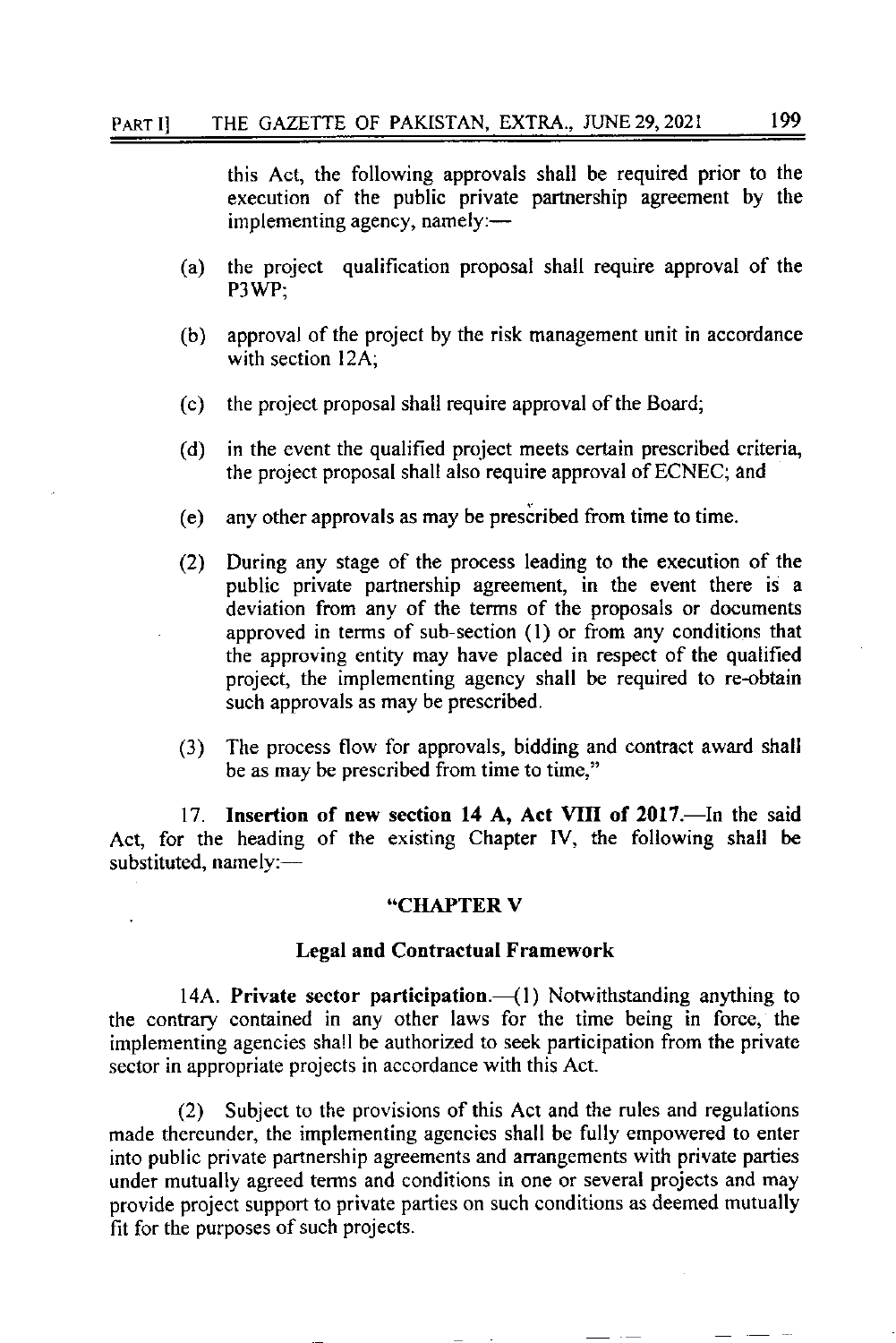this Act, the following approvals shall be required prior to the execution of the public private partnership agreement by the implementing agency, namely:—

(a) the project qualification proposal shall require approval of the P3WP;

(b) approval of the project by the risk management unit in accordance with section 12A;

(c) the project proposal shall require approval of the Board;

(d) in the event the qualified project meets certain prescribed criteria, the project proposal shall also require approval of ECNEC; and

(e) any other approvals as may be prescribed from time to time.

(2) During any stage of the process leading to the execution of the public private partnership agreement, in the event there is a deviation from any of the terms of the proposals or documents approved in terms of sub-section (1) or from any conditions that the approving entity may have placed in respect of the qualified project, the implementing agency shall be required to re-obtain such approvals as may be prescribed.

(3) The process flow for approvals, bidding and contract award shall be as may be prescribed from time to time,"

17. **Insertion of new section 14 A, Act VIII of 2017.**—In the said Act, for the heading of the existing Chapter IV, the following shall be substituted, namely:—

**"CHAPTER V**

**Legal and Contractual Framework**

14A. **Private sector participation.**—(1) Notwithstanding anything to the contrary contained in any other laws for the time being in force, the implementing agencies shall be authorized to seek participation from the private sector in appropriate projects in accordance with this Act.

(2) Subject to the provisions of this Act and the rules and regulations made thereunder, the implementing agencies shall be fully empowered to enter into public private partnership agreements and arrangements with private parties under mutually agreed terms and conditions in one or several projects and may provide project support to private parties on such conditions as deemed mutually fit for the purposes of such projects.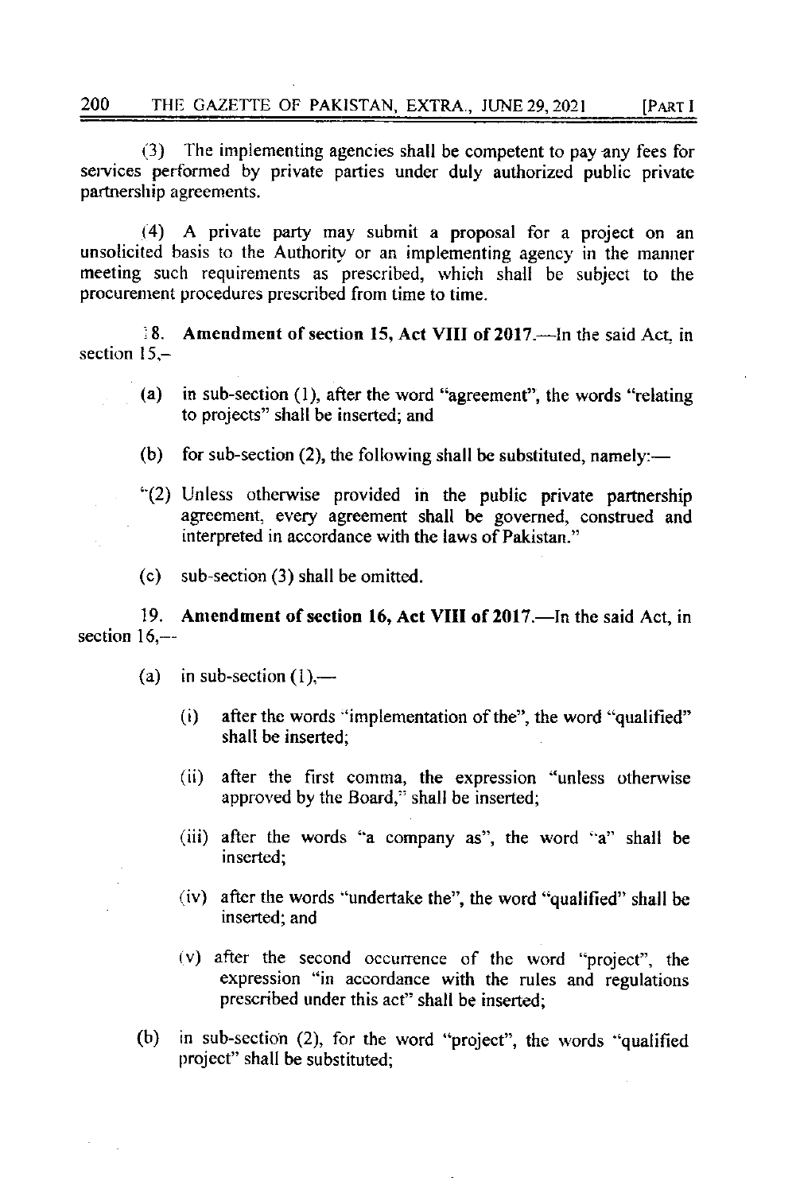(3) The implementing agencies shall be competent to pay any fees for services performed by private parties under duly authorized public private partnership agreements.

(4) A private party may submit a proposal for a project on an unsolicited basis to the Authority or an implementing agency in the manner meeting such requirements as prescribed, which shall be subject to the procurement procedures prescribed from time to time.

18. **Amendment of section 15, Act VIII of 2017.**—In the said Act, in section 15,–

(a) in sub-section (1), after the word "agreement", the words "relating to projects" shall be inserted; and

(b) for sub-section (2), the following shall be substituted, namely:—

"(2) Unless otherwise provided in the public private partnership agreement, every agreement shall be governed, construed and interpreted in accordance with the laws of Pakistan."

(c) sub-section (3) shall be omitted.

19. **Amendment of section 16, Act VIII of 2017.**—In the said Act, in section 16,—

(a) in sub-section (1),—

(i) after the words "implementation of the", the word "qualified" shall be inserted;

(ii) after the first comma, the expression "unless otherwise approved by the Board," shall be inserted;

(iii) after the words "a company as", the word "a" shall be inserted;

(iv) after the words "undertake the", the word "qualified" shall be inserted; and

(v) after the second occurrence of the word "project", the expression "in accordance with the rules and regulations prescribed under this act" shall be inserted;

(b) in sub-section (2), for the word "project", the words "qualified project" shall be substituted;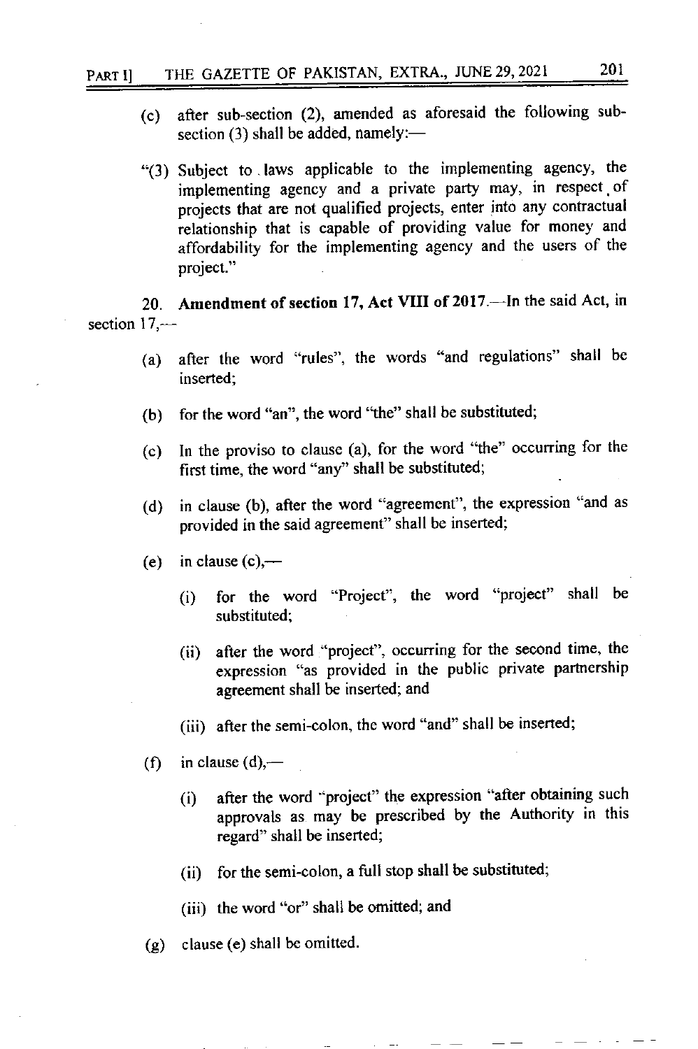(c) after sub-section (2), amended as aforesaid the following sub-section (3) shall be added, namely:—

"(3) Subject to laws applicable to the implementing agency, the implementing agency and a private party may, in respect of projects that are not qualified projects, enter into any contractual relationship that is capable of providing value for money and affordability for the implementing agency and the users of the project."

20. **Amendment of section 17, Act VIII of 2017**.—In the said Act, in section 17,—

(a) after the word "rules", the words "and regulations" shall be inserted;

(b) for the word "an", the word "the" shall be substituted;

(c) In the proviso to clause (a), for the word "the" occurring for the first time, the word "any" shall be substituted;

(d) in clause (b), after the word "agreement", the expression "and as provided in the said agreement" shall be inserted;

(e) in clause (c),—

  (i) for the word "Project", the word "project" shall be substituted;

  (ii) after the word "project", occurring for the second time, the expression "as provided in the public private partnership agreement shall be inserted; and

  (iii) after the semi-colon, the word "and" shall be inserted;

(f) in clause (d),—

  (i) after the word "project" the expression "after obtaining such approvals as may be prescribed by the Authority in this regard" shall be inserted;

  (ii) for the semi-colon, a full stop shall be substituted;

  (iii) the word "or" shall be omitted; and

(g) clause (e) shall be omitted.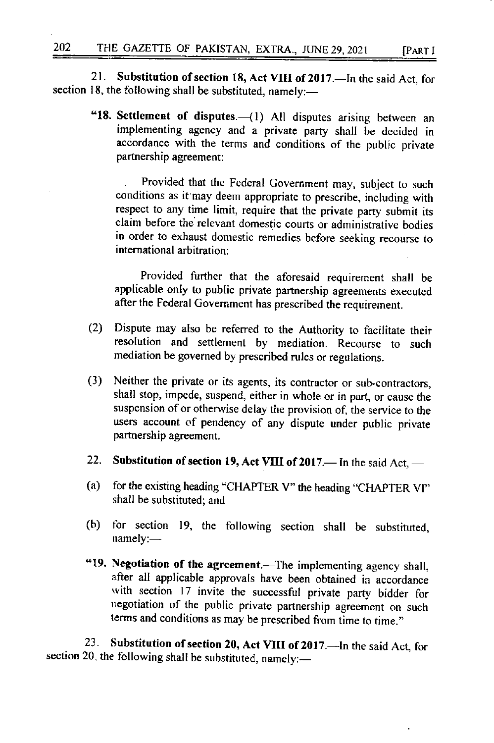21. **Substitution of section 18, Act VIII of 2017.**—In the said Act, for section 18, the following shall be substituted, namely:—

> "**18. Settlement of disputes.**—(1) All disputes arising between an implementing agency and a private party shall be decided in accordance with the terms and conditions of the public private partnership agreement:
>
> Provided that the Federal Government may, subject to such conditions as it may deem appropriate to prescribe, including with respect to any time limit, require that the private party submit its claim before the relevant domestic courts or administrative bodies in order to exhaust domestic remedies before seeking recourse to international arbitration:
>
> Provided further that the aforesaid requirement shall be applicable only to public private partnership agreements executed after the Federal Government has prescribed the requirement.
>
> (2) Dispute may also be referred to the Authority to facilitate their resolution and settlement by mediation. Recourse to such mediation be governed by prescribed rules or regulations.
>
> (3) Neither the private or its agents, its contractor or sub-contractors, shall stop, impede, suspend, either in whole or in part, or cause the suspension of or otherwise delay the provision of, the service to the users account of pendency of any dispute under public private partnership agreement.

22. **Substitution of section 19, Act VIII of 2017.**— In the said Act, —

(a) for the existing heading "CHAPTER V" the heading "CHAPTER VI" shall be substituted; and

(b) for section 19, the following section shall be substituted, namely:—

> "**19. Negotiation of the agreement.**—The implementing agency shall, after all applicable approvals have been obtained in accordance with section 17 invite the successful private party bidder for negotiation of the public private partnership agreement on such terms and conditions as may be prescribed from time to time."

23. **Substitution of section 20, Act VIII of 2017.**—In the said Act, for section 20, the following shall be substituted, namely:—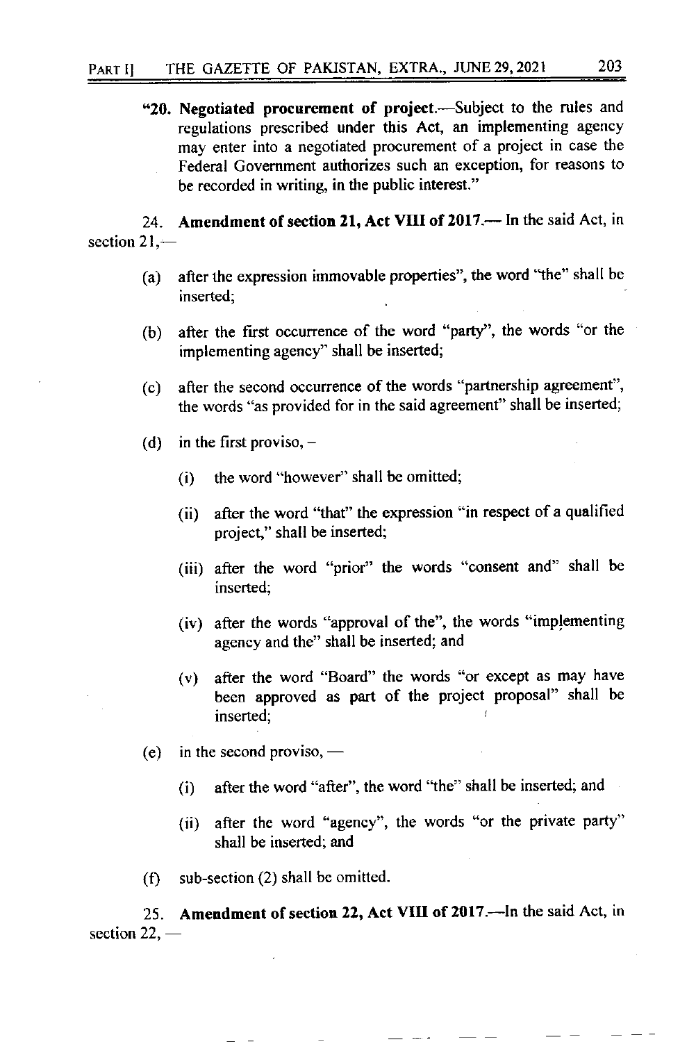"**20. Negotiated procurement of project.**—Subject to the rules and regulations prescribed under this Act, an implementing agency may enter into a negotiated procurement of a project in case the Federal Government authorizes such an exception, for reasons to be recorded in writing, in the public interest."

24. **Amendment of section 21, Act VIII of 2017.**— In the said Act, in section 21,—

(a) after the expression immovable properties", the word "the" shall be inserted;

(b) after the first occurrence of the word "party", the words "or the implementing agency" shall be inserted;

(c) after the second occurrence of the words "partnership agreement", the words "as provided for in the said agreement" shall be inserted;

(d) in the first proviso, –

(i) the word "however" shall be omitted;

(ii) after the word "that" the expression "in respect of a qualified project," shall be inserted;

(iii) after the word "prior" the words "consent and" shall be inserted;

(iv) after the words "approval of the", the words "implementing agency and the" shall be inserted; and

(v) after the word "Board" the words "or except as may have been approved as part of the project proposal" shall be inserted;

(e) in the second proviso, —

(i) after the word "after", the word "the" shall be inserted; and

(ii) after the word "agency", the words "or the private party" shall be inserted; and

(f) sub-section (2) shall be omitted.

25. **Amendment of section 22, Act VIII of 2017.**—In the said Act, in section 22, —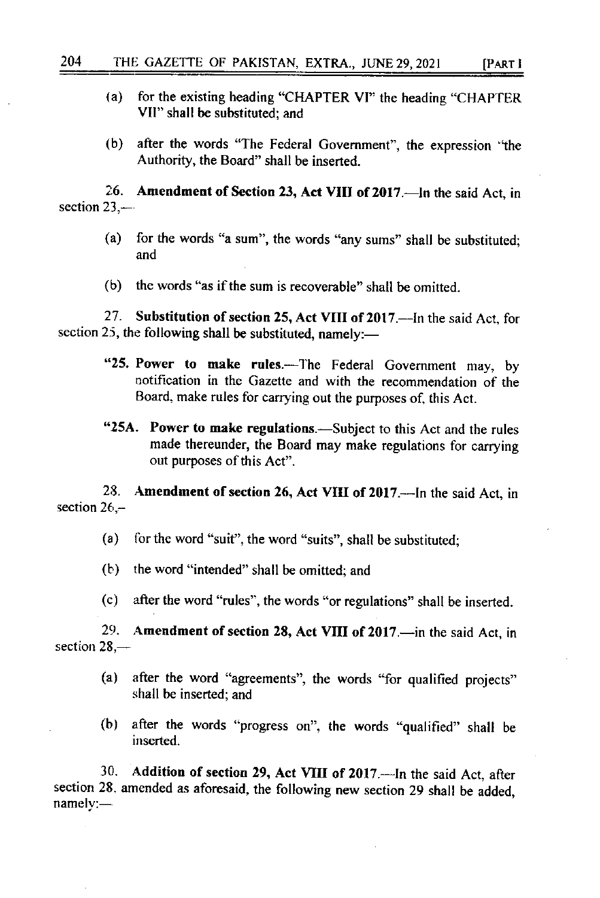(a) for the existing heading "CHAPTER VI" the heading "CHAPTER VII" shall be substituted; and

(b) after the words "The Federal Government", the expression "the Authority, the Board" shall be inserted.

26. **Amendment of Section 23, Act VIII of 2017.**—In the said Act, in section 23,—

(a) for the words "a sum", the words "any sums" shall be substituted; and

(b) the words "as if the sum is recoverable" shall be omitted.

27. **Substitution of section 25, Act VIII of 2017.**—In the said Act, for section 25, the following shall be substituted, namely:—

"**25. Power to make rules.**—The Federal Government may, by notification in the Gazette and with the recommendation of the Board, make rules for carrying out the purposes of, this Act.

"**25A. Power to make regulations.**—Subject to this Act and the rules made thereunder, the Board may make regulations for carrying out purposes of this Act".

28. **Amendment of section 26, Act VIII of 2017.**—In the said Act, in section 26,–

(a) for the word "suit", the word "suits", shall be substituted;

(b) the word "intended" shall be omitted; and

(c) after the word "rules", the words "or regulations" shall be inserted.

29. **Amendment of section 28, Act VIII of 2017.**—in the said Act, in section 28,—

(a) after the word "agreements", the words "for qualified projects" shall be inserted; and

(b) after the words "progress on", the words "qualified" shall be inserted.

30. **Addition of section 29, Act VIII of 2017.**—In the said Act, after section 28, amended as aforesaid, the following new section 29 shall be added, namely:—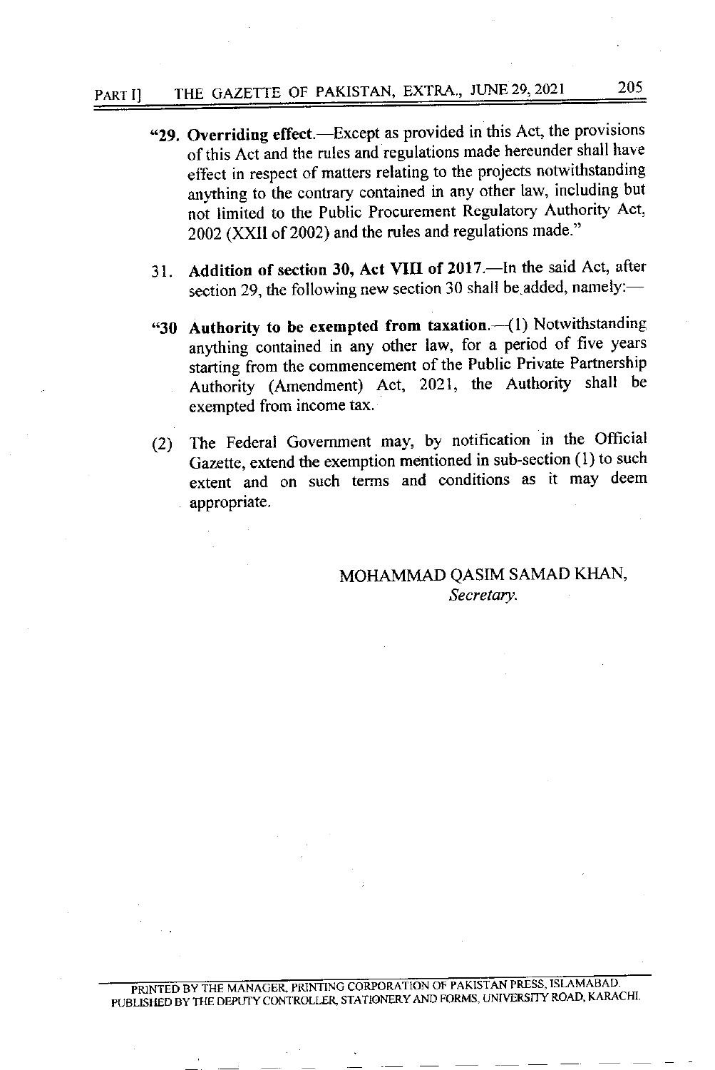"**29. Overriding effect.**—Except as provided in this Act, the provisions of this Act and the rules and regulations made hereunder shall have effect in respect of matters relating to the projects notwithstanding anything to the contrary contained in any other law, including but not limited to the Public Procurement Regulatory Authority Act, 2002 (XXII of 2002) and the rules and regulations made."

31. **Addition of section 30, Act VIII of 2017.**—In the said Act, after section 29, the following new section 30 shall be added, namely:—

"**30 Authority to be exempted from taxation.**—(1) Notwithstanding anything contained in any other law, for a period of five years starting from the commencement of the Public Private Partnership Authority (Amendment) Act, 2021, the Authority shall be exempted from income tax.

(2) The Federal Government may, by notification in the Official Gazette, extend the exemption mentioned in sub-section (1) to such extent and on such terms and conditions as it may deem appropriate.

MOHAMMAD QASIM SAMAD KHAN,
*Secretary.*

PRINTED BY THE MANAGER, PRINTING CORPORATION OF PAKISTAN PRESS, ISLAMABAD.
PUBLISHED BY THE DEPUTY CONTROLLER, STATIONERY AND FORMS, UNIVERSITY ROAD, KARACHI.